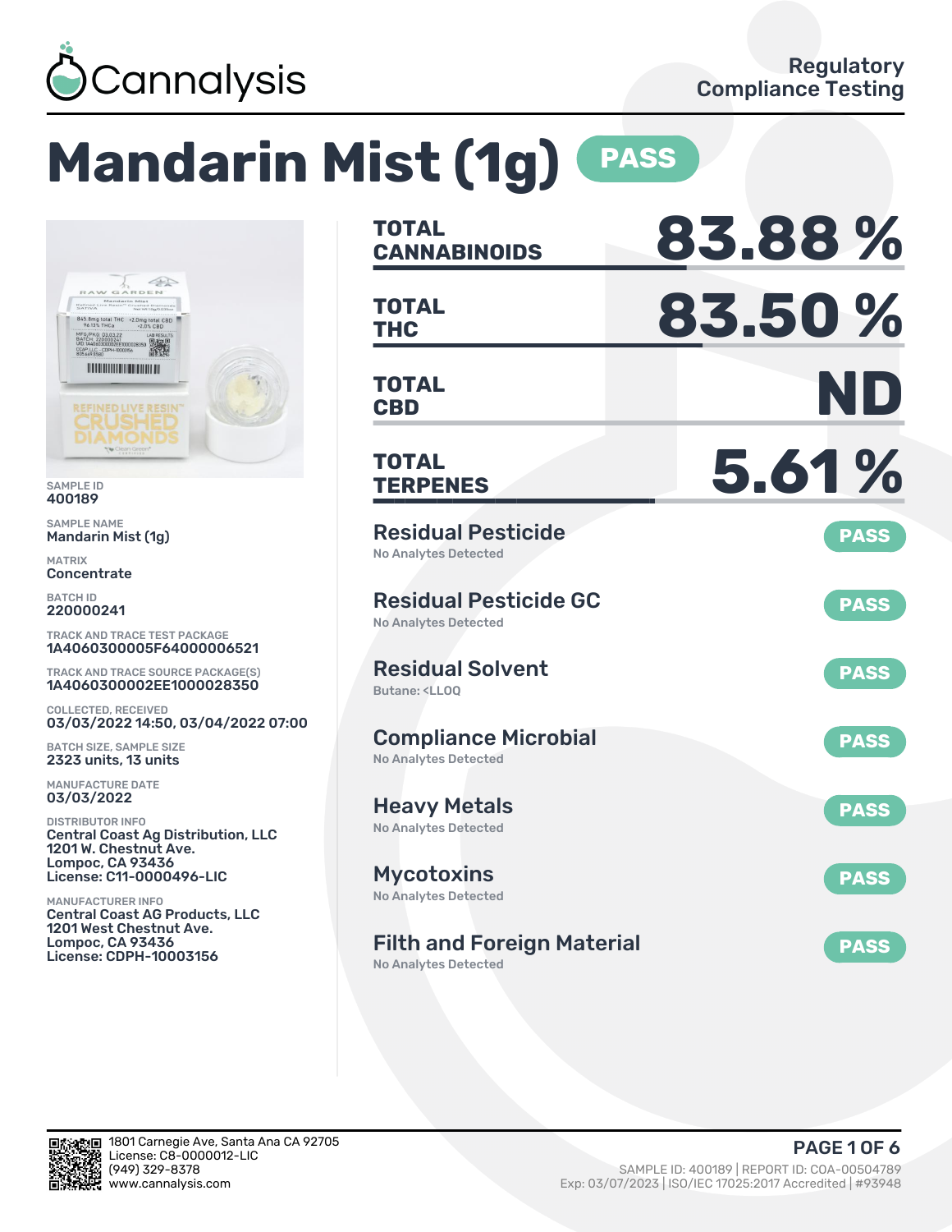Cannalysis

Regulatory Compliance Testing

# Mandarin Mist (1g) PASS

SAMPLE ID
400189

SAMPLE NAME
Mandarin Mist (1g)

MATRIX
Concentrate

BATCH ID
220000241

TRACK AND TRACE TEST PACKAGE
1A4060300005F64000006521

TRACK AND TRACE SOURCE PACKAGE(S)
1A4060300002EE1000028350

COLLECTED, RECEIVED
03/03/2022 14:50, 03/04/2022 07:00

BATCH SIZE, SAMPLE SIZE
2323 units, 13 units

MANUFACTURE DATE
03/03/2022

DISTRIBUTOR INFO
Central Coast Ag Distribution, LLC
1201 W. Chestnut Ave.
Lompoc, CA 93436
License: C11-0000496-LIC

MANUFACTURER INFO
Central Coast AG Products, LLC
1201 West Chestnut Ave.
Lompoc, CA 93436
License: CDPH-10003156

| | |
|---|---|
| **TOTAL CANNABINOIDS** | **83.88 %** |
| **TOTAL THC** | **83.50 %** |
| **TOTAL CBD** | **ND** |
| **TOTAL TERPENES** | **5.61 %** |

| Test | Result |
|---|---|
| **Residual Pesticide**<br>No Analytes Detected | PASS |
| **Residual Pesticide GC**<br>No Analytes Detected | PASS |
| **Residual Solvent**<br>Butane: <LLOQ | PASS |
| **Compliance Microbial**<br>No Analytes Detected | PASS |
| **Heavy Metals**<br>No Analytes Detected | PASS |
| **Mycotoxins**<br>No Analytes Detected | PASS |
| **Filth and Foreign Material**<br>No Analytes Detected | PASS |

1801 Carnegie Ave, Santa Ana CA 92705
License: C8-0000012-LIC
(949) 329-8378
www.cannalysis.com

SAMPLE ID: 400189 | REPORT ID: COA-00504789
Exp: 03/07/2023 | ISO/IEC 17025:2017 Accredited | #93948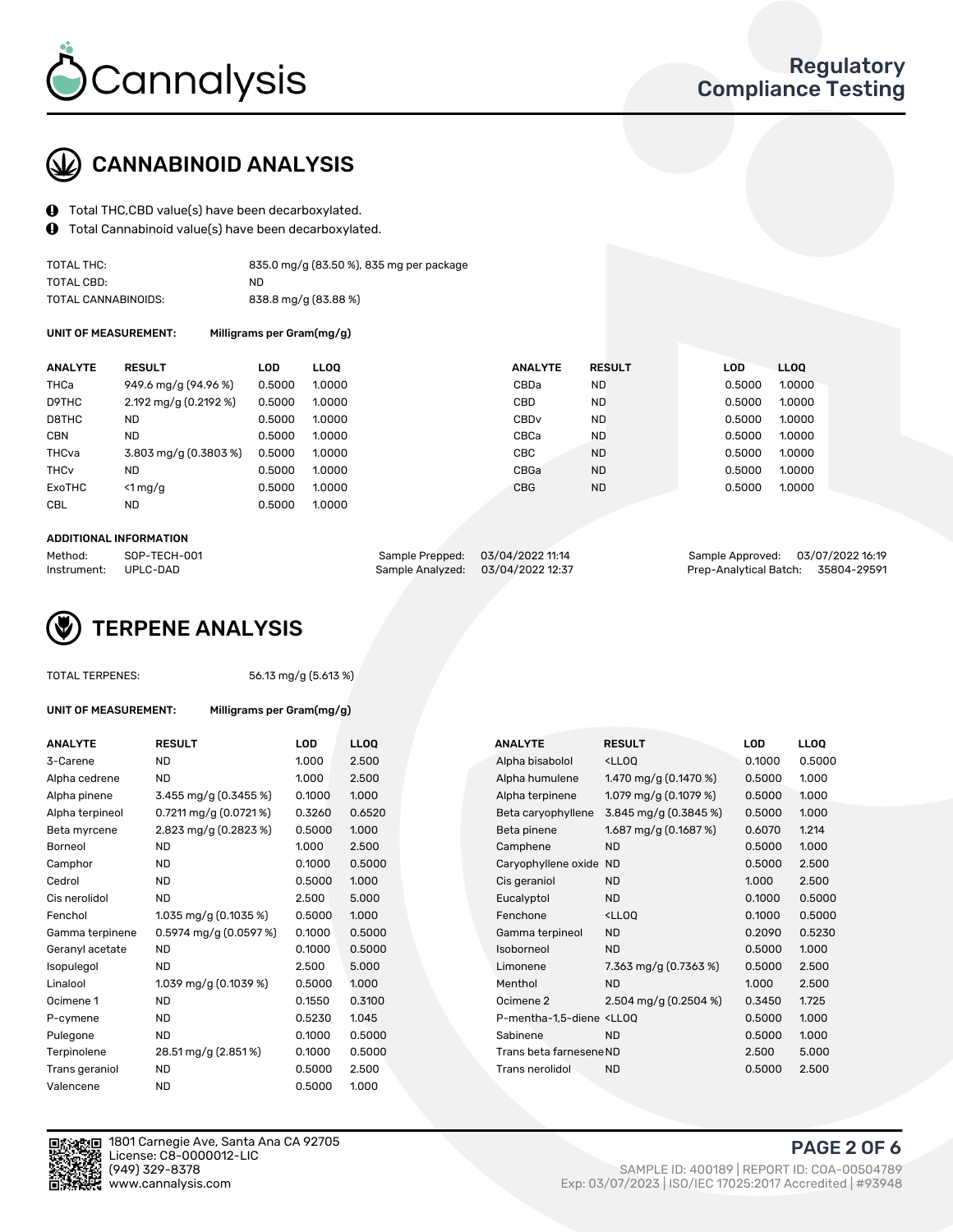Cannalysis

Regulatory Compliance Testing

## CANNABINOID ANALYSIS

- Total THC,CBD value(s) have been decarboxylated.
- Total Cannabinoid value(s) have been decarboxylated.

| | |
|---|---|
| TOTAL THC: | 835.0 mg/g (83.50 %), 835 mg per package |
| TOTAL CBD: | ND |
| TOTAL CANNABINOIDS: | 838.8 mg/g (83.88 %) |

**UNIT OF MEASUREMENT:** Milligrams per Gram(mg/g)

| ANALYTE | RESULT | LOD | LLOQ | ANALYTE | RESULT | LOD | LLOQ |
|---|---|---|---|---|---|---|---|
| THCa | 949.6 mg/g (94.96 %) | 0.5000 | 1.0000 | CBDa | ND | 0.5000 | 1.0000 |
| D9THC | 2.192 mg/g (0.2192 %) | 0.5000 | 1.0000 | CBD | ND | 0.5000 | 1.0000 |
| D8THC | ND | 0.5000 | 1.0000 | CBDv | ND | 0.5000 | 1.0000 |
| CBN | ND | 0.5000 | 1.0000 | CBCa | ND | 0.5000 | 1.0000 |
| THCva | 3.803 mg/g (0.3803 %) | 0.5000 | 1.0000 | CBC | ND | 0.5000 | 1.0000 |
| THCv | ND | 0.5000 | 1.0000 | CBGa | ND | 0.5000 | 1.0000 |
| ExoTHC | <1 mg/g | 0.5000 | 1.0000 | CBG | ND | 0.5000 | 1.0000 |
| CBL | ND | 0.5000 | 1.0000 | | | | |

**ADDITIONAL INFORMATION**

| | | | | | |
|---|---|---|---|---|---|
| Method: | SOP-TECH-001 | Sample Prepped: | 03/04/2022 11:14 | Sample Approved: | 03/07/2022 16:19 |
| Instrument: | UPLC-DAD | Sample Analyzed: | 03/04/2022 12:37 | Prep-Analytical Batch: | 35804-29591 |

## TERPENE ANALYSIS

TOTAL TERPENES: 56.13 mg/g (5.613 %)

**UNIT OF MEASUREMENT:** Milligrams per Gram(mg/g)

| ANALYTE | RESULT | LOD | LLOQ | ANALYTE | RESULT | LOD | LLOQ |
|---|---|---|---|---|---|---|---|
| 3-Carene | ND | 1.000 | 2.500 | Alpha bisabolol | <LLOQ | 0.1000 | 0.5000 |
| Alpha cedrene | ND | 1.000 | 2.500 | Alpha humulene | 1.470 mg/g (0.1470 %) | 0.5000 | 1.000 |
| Alpha pinene | 3.455 mg/g (0.3455 %) | 0.1000 | 1.000 | Alpha terpinene | 1.079 mg/g (0.1079 %) | 0.5000 | 1.000 |
| Alpha terpineol | 0.7211 mg/g (0.0721 %) | 0.3260 | 0.6520 | Beta caryophyllene | 3.845 mg/g (0.3845 %) | 0.5000 | 1.000 |
| Beta myrcene | 2.823 mg/g (0.2823 %) | 0.5000 | 1.000 | Beta pinene | 1.687 mg/g (0.1687 %) | 0.6070 | 1.214 |
| Borneol | ND | 1.000 | 2.500 | Camphene | ND | 0.5000 | 1.000 |
| Camphor | ND | 0.1000 | 0.5000 | Caryophyllene oxide | ND | 0.5000 | 2.500 |
| Cedrol | ND | 0.5000 | 1.000 | Cis geraniol | ND | 1.000 | 2.500 |
| Cis nerolidol | ND | 2.500 | 5.000 | Eucalyptol | ND | 0.1000 | 0.5000 |
| Fenchol | 1.035 mg/g (0.1035 %) | 0.5000 | 1.000 | Fenchone | <LLOQ | 0.1000 | 0.5000 |
| Gamma terpinene | 0.5974 mg/g (0.0597 %) | 0.1000 | 0.5000 | Gamma terpineol | ND | 0.2090 | 0.5230 |
| Geranyl acetate | ND | 0.1000 | 0.5000 | Isoborneol | ND | 0.5000 | 1.000 |
| Isopulegol | ND | 2.500 | 5.000 | Limonene | 7.363 mg/g (0.7363 %) | 0.5000 | 2.500 |
| Linalool | 1.039 mg/g (0.1039 %) | 0.5000 | 1.000 | Menthol | ND | 1.000 | 2.500 |
| Ocimene 1 | ND | 0.1550 | 0.3100 | Ocimene 2 | 2.504 mg/g (0.2504 %) | 0.3450 | 1.725 |
| P-cymene | ND | 0.5230 | 1.045 | P-mentha-1,5-diene | <LLOQ | 0.5000 | 1.000 |
| Pulegone | ND | 0.1000 | 0.5000 | Sabinene | ND | 0.5000 | 1.000 |
| Terpinolene | 28.51 mg/g (2.851 %) | 0.1000 | 0.5000 | Trans beta farnesene | ND | 2.500 | 5.000 |
| Trans geraniol | ND | 0.5000 | 2.500 | Trans nerolidol | ND | 0.5000 | 2.500 |
| Valencene | ND | 0.5000 | 1.000 | | | | |

1801 Carnegie Ave, Santa Ana CA 92705
License: C8-0000012-LIC
(949) 329-8378
www.cannalysis.com

SAMPLE ID: 400189 | REPORT ID: COA-00504789
Exp: 03/07/2023 | ISO/IEC 17025:2017 Accredited | #93948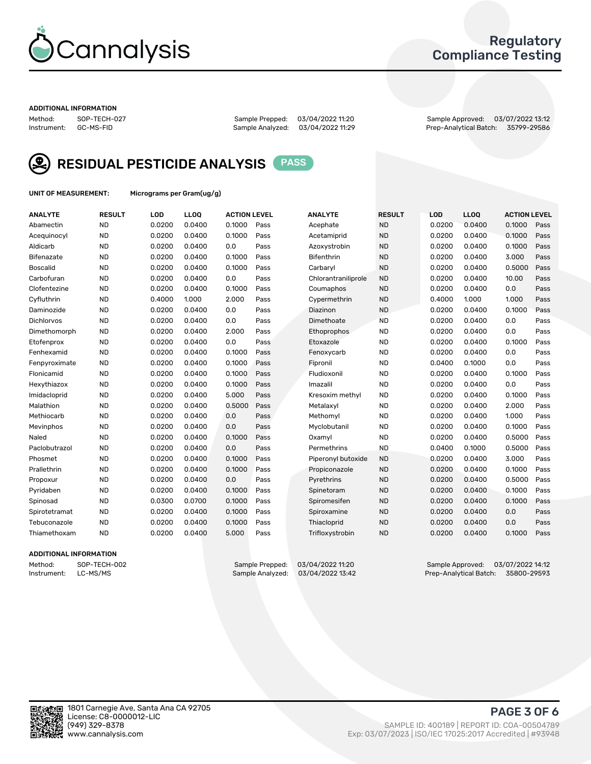Cannalysis

Regulatory Compliance Testing

ADDITIONAL INFORMATION

Method: SOP-TECH-027
Instrument: GC-MS-FID

Sample Prepped: 03/04/2022 11:20
Sample Analyzed: 03/04/2022 11:29

Sample Approved: 03/07/2022 13:12
Prep-Analytical Batch: 35799-29586

## RESIDUAL PESTICIDE ANALYSIS **PASS**

**UNIT OF MEASUREMENT:** Micrograms per Gram(ug/g)

| ANALYTE | RESULT | LOD | LLOQ | ACTION LEVEL | | ANALYTE | RESULT | LOD | LLOQ | ACTION LEVEL | |
|---|---|---|---|---|---|---|---|---|---|---|---|
| Abamectin | ND | 0.0200 | 0.0400 | 0.1000 | Pass | Acephate | ND | 0.0200 | 0.0400 | 0.1000 | Pass |
| Acequinocyl | ND | 0.0200 | 0.0400 | 0.1000 | Pass | Acetamiprid | ND | 0.0200 | 0.0400 | 0.1000 | Pass |
| Aldicarb | ND | 0.0200 | 0.0400 | 0.0 | Pass | Azoxystrobin | ND | 0.0200 | 0.0400 | 0.1000 | Pass |
| Bifenazate | ND | 0.0200 | 0.0400 | 0.1000 | Pass | Bifenthrin | ND | 0.0200 | 0.0400 | 3.000 | Pass |
| Boscalid | ND | 0.0200 | 0.0400 | 0.1000 | Pass | Carbaryl | ND | 0.0200 | 0.0400 | 0.5000 | Pass |
| Carbofuran | ND | 0.0200 | 0.0400 | 0.0 | Pass | Chlorantraniliprole | ND | 0.0200 | 0.0400 | 10.00 | Pass |
| Clofentezine | ND | 0.0200 | 0.0400 | 0.1000 | Pass | Coumaphos | ND | 0.0200 | 0.0400 | 0.0 | Pass |
| Cyfluthrin | ND | 0.4000 | 1.000 | 2.000 | Pass | Cypermethrin | ND | 0.4000 | 1.000 | 1.000 | Pass |
| Daminozide | ND | 0.0200 | 0.0400 | 0.0 | Pass | Diazinon | ND | 0.0200 | 0.0400 | 0.1000 | Pass |
| Dichlorvos | ND | 0.0200 | 0.0400 | 0.0 | Pass | Dimethoate | ND | 0.0200 | 0.0400 | 0.0 | Pass |
| Dimethomorph | ND | 0.0200 | 0.0400 | 2.000 | Pass | Ethoprophos | ND | 0.0200 | 0.0400 | 0.0 | Pass |
| Etofenprox | ND | 0.0200 | 0.0400 | 0.0 | Pass | Etoxazole | ND | 0.0200 | 0.0400 | 0.1000 | Pass |
| Fenhexamid | ND | 0.0200 | 0.0400 | 0.1000 | Pass | Fenoxycarb | ND | 0.0200 | 0.0400 | 0.0 | Pass |
| Fenpyroximate | ND | 0.0200 | 0.0400 | 0.1000 | Pass | Fipronil | ND | 0.0400 | 0.1000 | 0.0 | Pass |
| Flonicamid | ND | 0.0200 | 0.0400 | 0.1000 | Pass | Fludioxonil | ND | 0.0200 | 0.0400 | 0.1000 | Pass |
| Hexythiazox | ND | 0.0200 | 0.0400 | 0.1000 | Pass | Imazalil | ND | 0.0200 | 0.0400 | 0.0 | Pass |
| Imidacloprid | ND | 0.0200 | 0.0400 | 5.000 | Pass | Kresoxim methyl | ND | 0.0200 | 0.0400 | 0.1000 | Pass |
| Malathion | ND | 0.0200 | 0.0400 | 0.5000 | Pass | Metalaxyl | ND | 0.0200 | 0.0400 | 2.000 | Pass |
| Methiocarb | ND | 0.0200 | 0.0400 | 0.0 | Pass | Methomyl | ND | 0.0200 | 0.0400 | 1.000 | Pass |
| Mevinphos | ND | 0.0200 | 0.0400 | 0.0 | Pass | Myclobutanil | ND | 0.0200 | 0.0400 | 0.1000 | Pass |
| Naled | ND | 0.0200 | 0.0400 | 0.1000 | Pass | Oxamyl | ND | 0.0200 | 0.0400 | 0.5000 | Pass |
| Paclobutrazol | ND | 0.0200 | 0.0400 | 0.0 | Pass | Permethrins | ND | 0.0400 | 0.1000 | 0.5000 | Pass |
| Phosmet | ND | 0.0200 | 0.0400 | 0.1000 | Pass | Piperonyl butoxide | ND | 0.0200 | 0.0400 | 3.000 | Pass |
| Prallethrin | ND | 0.0200 | 0.0400 | 0.1000 | Pass | Propiconazole | ND | 0.0200 | 0.0400 | 0.1000 | Pass |
| Propoxur | ND | 0.0200 | 0.0400 | 0.0 | Pass | Pyrethrins | ND | 0.0200 | 0.0400 | 0.5000 | Pass |
| Pyridaben | ND | 0.0200 | 0.0400 | 0.1000 | Pass | Spinetoram | ND | 0.0200 | 0.0400 | 0.1000 | Pass |
| Spinosad | ND | 0.0300 | 0.0700 | 0.1000 | Pass | Spiromesifen | ND | 0.0200 | 0.0400 | 0.1000 | Pass |
| Spirotetramat | ND | 0.0200 | 0.0400 | 0.1000 | Pass | Spiroxamine | ND | 0.0200 | 0.0400 | 0.0 | Pass |
| Tebuconazole | ND | 0.0200 | 0.0400 | 0.1000 | Pass | Thiacloprid | ND | 0.0200 | 0.0400 | 0.0 | Pass |
| Thiamethoxam | ND | 0.0200 | 0.0400 | 5.000 | Pass | Trifloxystrobin | ND | 0.0200 | 0.0400 | 0.1000 | Pass |

ADDITIONAL INFORMATION

Method: SOP-TECH-002
Instrument: LC-MS/MS

Sample Prepped: 03/04/2022 11:20
Sample Analyzed: 03/04/2022 13:42

Sample Approved: 03/07/2022 14:12
Prep-Analytical Batch: 35800-29593

1801 Carnegie Ave, Santa Ana CA 92705
License: C8-0000012-LIC
(949) 329-8378
www.cannalysis.com

SAMPLE ID: 400189 | REPORT ID: COA-00504789
Exp: 03/07/2023 | ISO/IEC 17025:2017 Accredited | #93948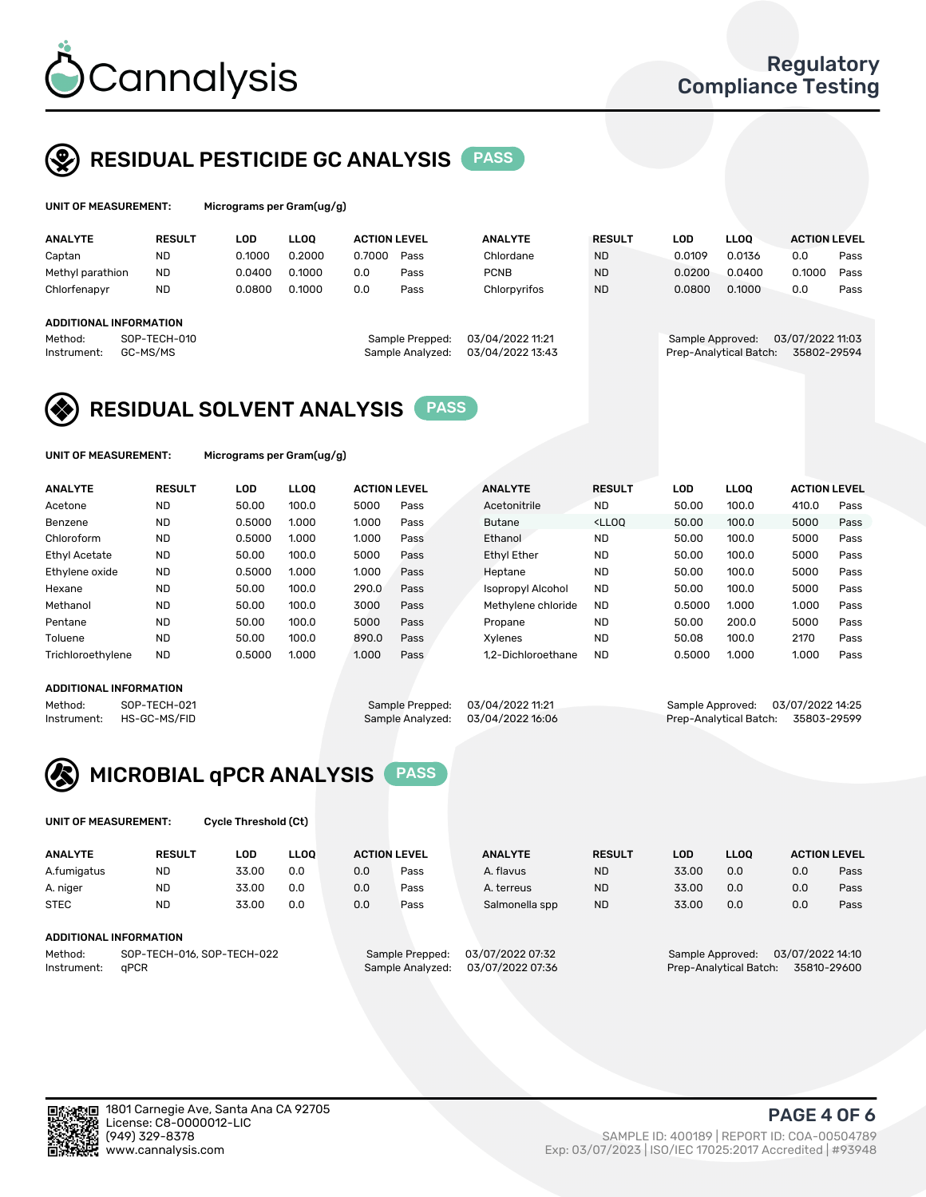# Cannalysis

Regulatory Compliance Testing

## RESIDUAL PESTICIDE GC ANALYSIS PASS

**UNIT OF MEASUREMENT:** Micrograms per Gram(ug/g)

| ANALYTE | RESULT | LOD | LLOQ | ACTION LEVEL | | ANALYTE | RESULT | LOD | LLOQ | ACTION LEVEL | |
|---|---|---|---|---|---|---|---|---|---|---|---|
| Captan | ND | 0.1000 | 0.2000 | 0.7000 | Pass | Chlordane | ND | 0.0109 | 0.0136 | 0.0 | Pass |
| Methyl parathion | ND | 0.0400 | 0.1000 | 0.0 | Pass | PCNB | ND | 0.0200 | 0.0400 | 0.1000 | Pass |
| Chlorfenapyr | ND | 0.0800 | 0.1000 | 0.0 | Pass | Chlorpyrifos | ND | 0.0800 | 0.1000 | 0.0 | Pass |

**ADDITIONAL INFORMATION**

Method: SOP-TECH-010
Instrument: GC-MS/MS
Sample Prepped: 03/04/2022 11:21
Sample Analyzed: 03/04/2022 13:43
Sample Approved: 03/07/2022 11:03
Prep-Analytical Batch: 35802-29594

## RESIDUAL SOLVENT ANALYSIS PASS

**UNIT OF MEASUREMENT:** Micrograms per Gram(ug/g)

| ANALYTE | RESULT | LOD | LLOQ | ACTION LEVEL | | ANALYTE | RESULT | LOD | LLOQ | ACTION LEVEL | |
|---|---|---|---|---|---|---|---|---|---|---|---|
| Acetone | ND | 50.00 | 100.0 | 5000 | Pass | Acetonitrile | ND | 50.00 | 100.0 | 410.0 | Pass |
| Benzene | ND | 0.5000 | 1.000 | 1.000 | Pass | Butane | <LLOQ | 50.00 | 100.0 | 5000 | Pass |
| Chloroform | ND | 0.5000 | 1.000 | 1.000 | Pass | Ethanol | ND | 50.00 | 100.0 | 5000 | Pass |
| Ethyl Acetate | ND | 50.00 | 100.0 | 5000 | Pass | Ethyl Ether | ND | 50.00 | 100.0 | 5000 | Pass |
| Ethylene oxide | ND | 0.5000 | 1.000 | 1.000 | Pass | Heptane | ND | 50.00 | 100.0 | 5000 | Pass |
| Hexane | ND | 50.00 | 100.0 | 290.0 | Pass | Isopropyl Alcohol | ND | 50.00 | 100.0 | 5000 | Pass |
| Methanol | ND | 50.00 | 100.0 | 3000 | Pass | Methylene chloride | ND | 0.5000 | 1.000 | 1.000 | Pass |
| Pentane | ND | 50.00 | 100.0 | 5000 | Pass | Propane | ND | 50.00 | 200.0 | 5000 | Pass |
| Toluene | ND | 50.00 | 100.0 | 890.0 | Pass | Xylenes | ND | 50.08 | 100.0 | 2170 | Pass |
| Trichloroethylene | ND | 0.5000 | 1.000 | 1.000 | Pass | 1,2-Dichloroethane | ND | 0.5000 | 1.000 | 1.000 | Pass |

**ADDITIONAL INFORMATION**

Method: SOP-TECH-021
Instrument: HS-GC-MS/FID
Sample Prepped: 03/04/2022 11:21
Sample Analyzed: 03/04/2022 16:06
Sample Approved: 03/07/2022 14:25
Prep-Analytical Batch: 35803-29599

## MICROBIAL qPCR ANALYSIS PASS

**UNIT OF MEASUREMENT:** Cycle Threshold (Ct)

| ANALYTE | RESULT | LOD | LLOQ | ACTION LEVEL | | ANALYTE | RESULT | LOD | LLOQ | ACTION LEVEL | |
|---|---|---|---|---|---|---|---|---|---|---|---|
| A.fumigatus | ND | 33.00 | 0.0 | 0.0 | Pass | A. flavus | ND | 33.00 | 0.0 | 0.0 | Pass |
| A. niger | ND | 33.00 | 0.0 | 0.0 | Pass | A. terreus | ND | 33.00 | 0.0 | 0.0 | Pass |
| STEC | ND | 33.00 | 0.0 | 0.0 | Pass | Salmonella spp | ND | 33.00 | 0.0 | 0.0 | Pass |

**ADDITIONAL INFORMATION**

Method: SOP-TECH-016, SOP-TECH-022
Instrument: qPCR
Sample Prepped: 03/07/2022 07:32
Sample Analyzed: 03/07/2022 07:36
Sample Approved: 03/07/2022 14:10
Prep-Analytical Batch: 35810-29600

1801 Carnegie Ave, Santa Ana CA 92705
License: C8-0000012-LIC
(949) 329-8378
www.cannalysis.com

SAMPLE ID: 400189 | REPORT ID: COA-00504789
Exp: 03/07/2023 | ISO/IEC 17025:2017 Accredited | #93948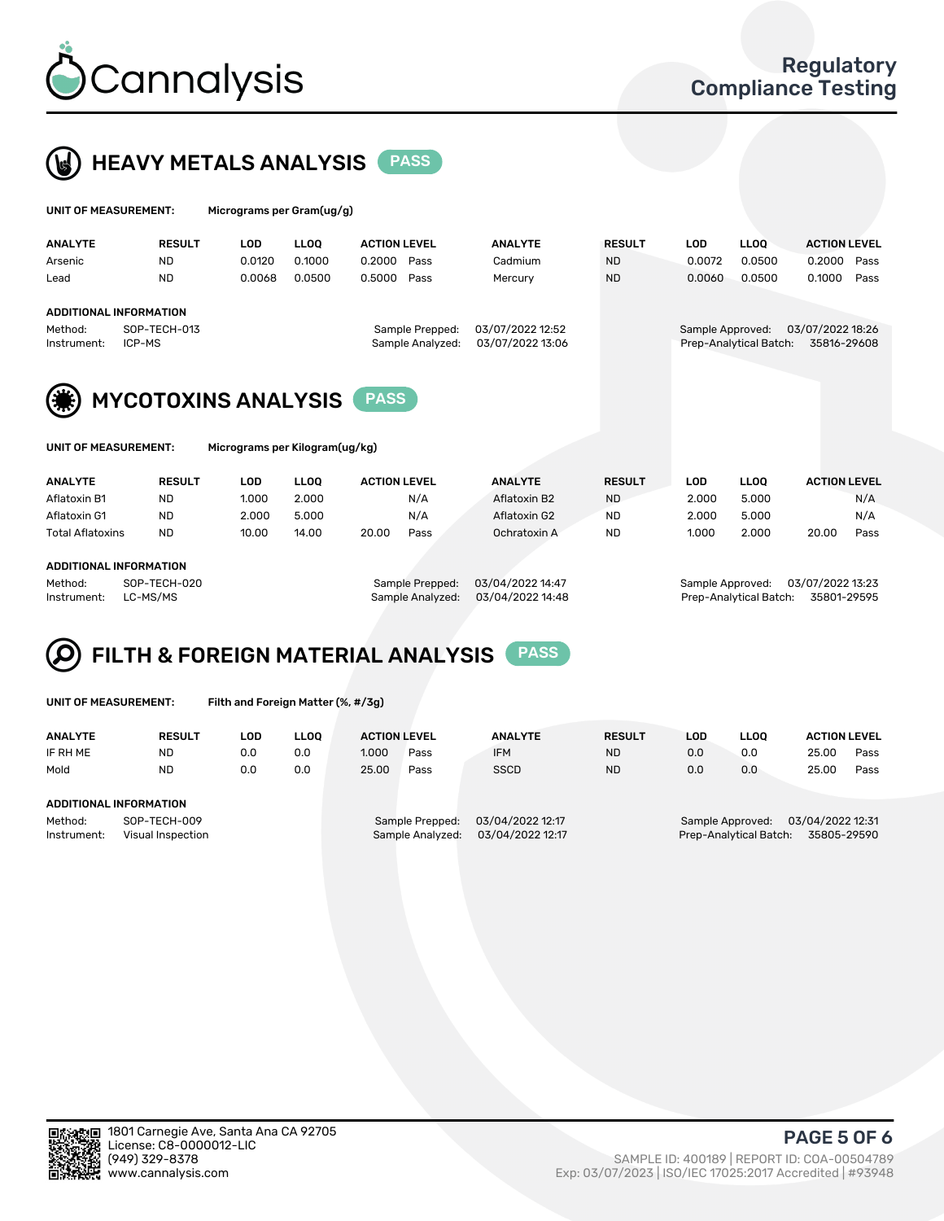# Cannalysis

**Regulatory Compliance Testing**

## HEAVY METALS ANALYSIS PASS

**UNIT OF MEASUREMENT:** Micrograms per Gram(ug/g)

| ANALYTE | RESULT | LOD | LLOQ | ACTION LEVEL | | ANALYTE | RESULT | LOD | LLOQ | ACTION LEVEL | |
|---|---|---|---|---|---|---|---|---|---|---|---|
| Arsenic | ND | 0.0120 | 0.1000 | 0.2000 | Pass | Cadmium | ND | 0.0072 | 0.0500 | 0.2000 | Pass |
| Lead | ND | 0.0068 | 0.0500 | 0.5000 | Pass | Mercury | ND | 0.0060 | 0.0500 | 0.1000 | Pass |

**ADDITIONAL INFORMATION**

Method: SOP-TECH-013
Instrument: ICP-MS
Sample Prepped: 03/07/2022 12:52
Sample Analyzed: 03/07/2022 13:06
Sample Approved: 03/07/2022 18:26
Prep-Analytical Batch: 35816-29608

## MYCOTOXINS ANALYSIS PASS

**UNIT OF MEASUREMENT:** Micrograms per Kilogram(ug/kg)

| ANALYTE | RESULT | LOD | LLOQ | ACTION LEVEL | | ANALYTE | RESULT | LOD | LLOQ | ACTION LEVEL | |
|---|---|---|---|---|---|---|---|---|---|---|---|
| Aflatoxin B1 | ND | 1.000 | 2.000 | | N/A | Aflatoxin B2 | ND | 2.000 | 5.000 | | N/A |
| Aflatoxin G1 | ND | 2.000 | 5.000 | | N/A | Aflatoxin G2 | ND | 2.000 | 5.000 | | N/A |
| Total Aflatoxins | ND | 10.00 | 14.00 | 20.00 | Pass | Ochratoxin A | ND | 1.000 | 2.000 | 20.00 | Pass |

**ADDITIONAL INFORMATION**

Method: SOP-TECH-020
Instrument: LC-MS/MS
Sample Prepped: 03/04/2022 14:47
Sample Analyzed: 03/04/2022 14:48
Sample Approved: 03/07/2022 13:23
Prep-Analytical Batch: 35801-29595

## FILTH & FOREIGN MATERIAL ANALYSIS PASS

**UNIT OF MEASUREMENT:** Filth and Foreign Matter (%, #/3g)

| ANALYTE | RESULT | LOD | LLOQ | ACTION LEVEL | | ANALYTE | RESULT | LOD | LLOQ | ACTION LEVEL | |
|---|---|---|---|---|---|---|---|---|---|---|---|
| IF RH ME | ND | 0.0 | 0.0 | 1.000 | Pass | IFM | ND | 0.0 | 0.0 | 25.00 | Pass |
| Mold | ND | 0.0 | 0.0 | 25.00 | Pass | SSCD | ND | 0.0 | 0.0 | 25.00 | Pass |

**ADDITIONAL INFORMATION**

Method: SOP-TECH-009
Instrument: Visual Inspection
Sample Prepped: 03/04/2022 12:17
Sample Analyzed: 03/04/2022 12:17
Sample Approved: 03/04/2022 12:31
Prep-Analytical Batch: 35805-29590

1801 Carnegie Ave, Santa Ana CA 92705
License: C8-0000012-LIC
(949) 329-8378
www.cannalysis.com

SAMPLE ID: 400189 | REPORT ID: COA-00504789
Exp: 03/07/2023 | ISO/IEC 17025:2017 Accredited | #93948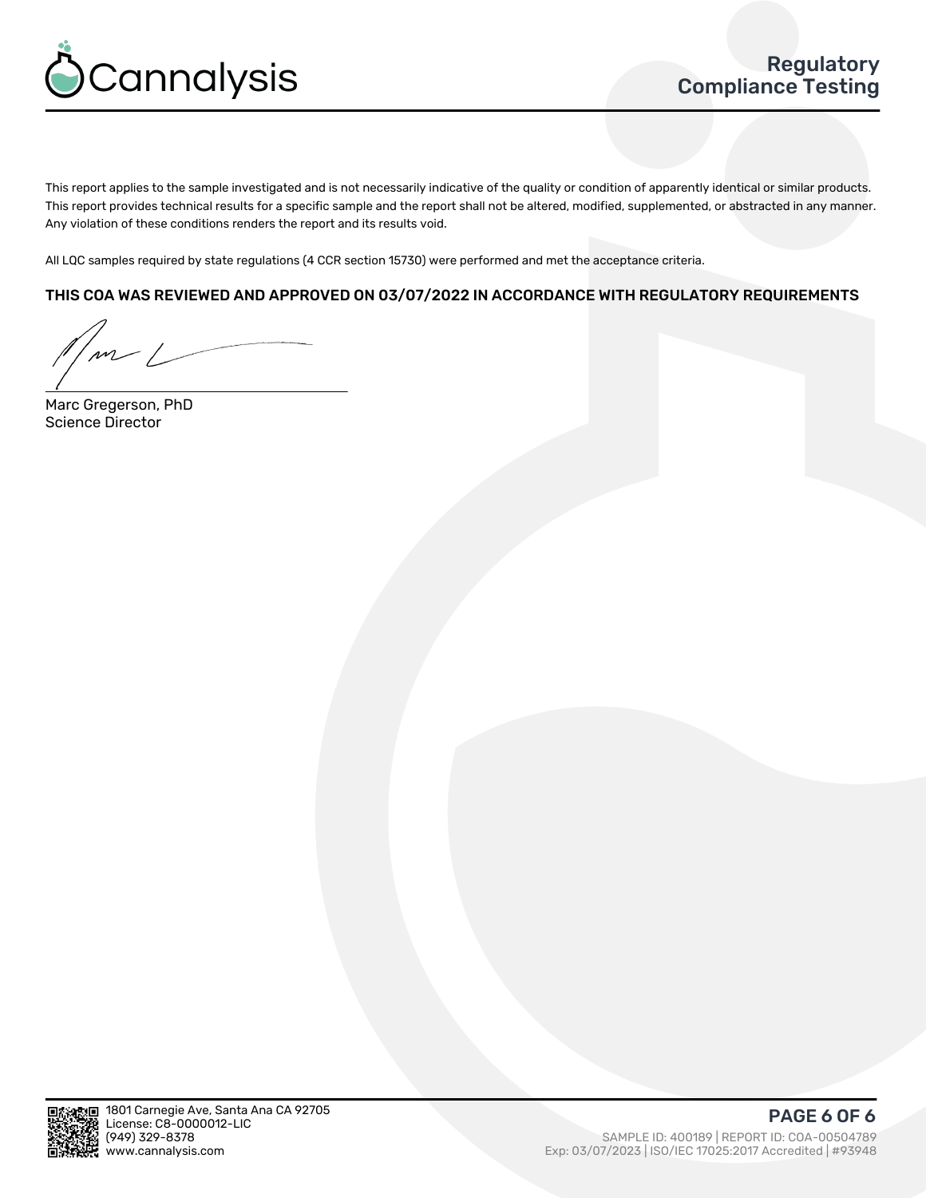This report applies to the sample investigated and is not necessarily indicative of the quality or condition of apparently identical or similar products. This report provides technical results for a specific sample and the report shall not be altered, modified, supplemented, or abstracted in any manner. Any violation of these conditions renders the report and its results void.

All LQC samples required by state regulations (4 CCR section 15730) were performed and met the acceptance criteria.

**THIS COA WAS REVIEWED AND APPROVED ON 03/07/2022 IN ACCORDANCE WITH REGULATORY REQUIREMENTS**

Marc Gregerson, PhD
Science Director